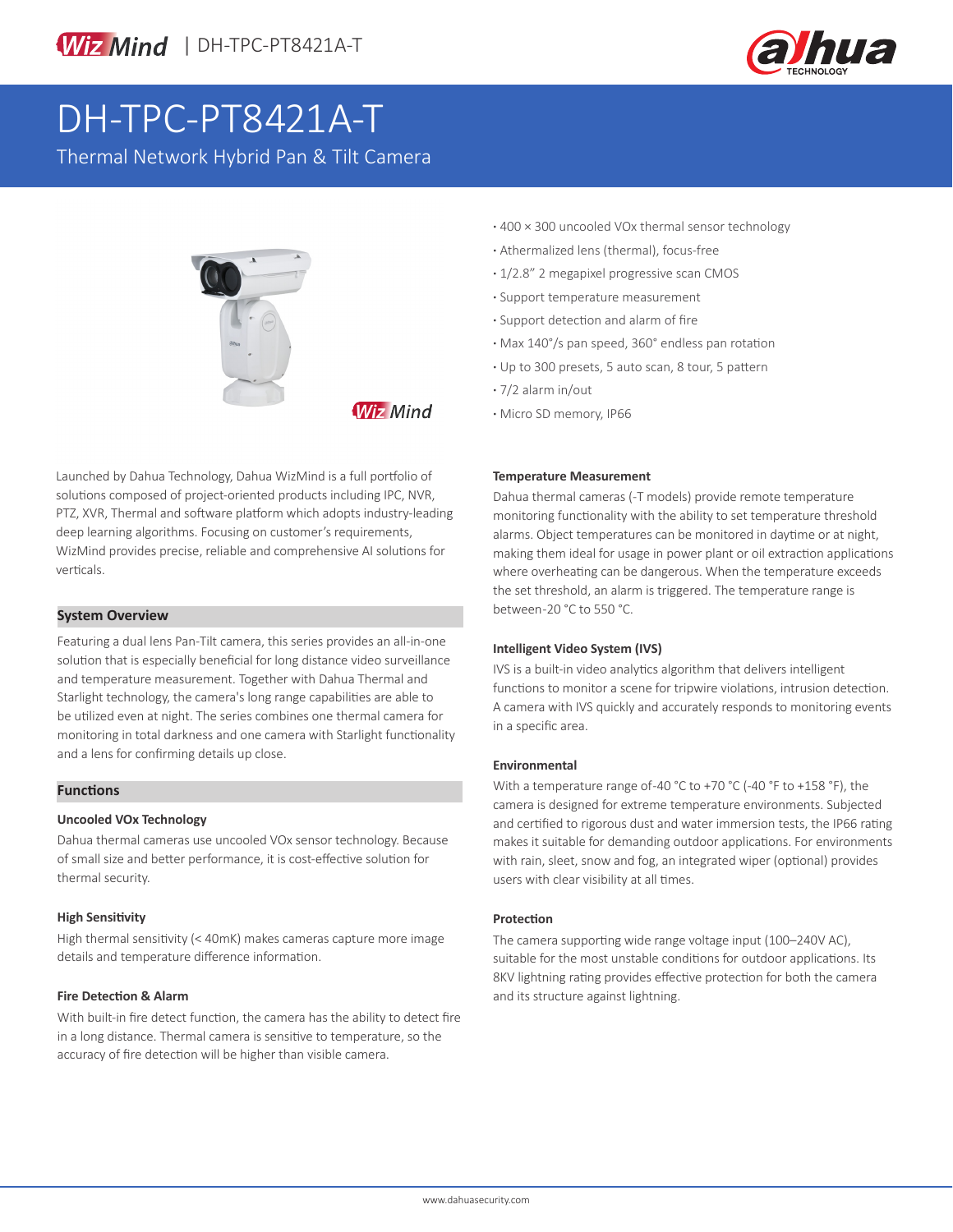# DH-TPC-PT8421A-T

Thermal Network Hybrid Pan & Tilt Camera

- 400 × 300 uncooled VOx thermal sensor technology
- Athermalized lens (thermal), focus-free
- 1/2.8” 2 megapixel progressive scan CMOS
- Support temperature measurement
- Support detection and alarm of fire
- Max 140°/s pan speed, 360° endless pan rotation
- Up to 300 presets, 5 auto scan, 8 tour, 5 pattern
- 7/2 alarm in/out
- Micro SD memory, IP66

Launched by Dahua Technology, Dahua WizMind is a full portfolio of solutions composed of project-oriented products including IPC, NVR, PTZ, XVR, Thermal and software platform which adopts industry-leading deep learning algorithms. Focusing on customer’s requirements, WizMind provides precise, reliable and comprehensive AI solutions for verticals.

## System Overview

Featuring a dual lens Pan-Tilt camera, this series provides an all-in-one solution that is especially beneficial for long distance video surveillance and temperature measurement. Together with Dahua Thermal and Starlight technology, the camera's long range capabilities are able to be utilized even at night. The series combines one thermal camera for monitoring in total darkness and one camera with Starlight functionality and a lens for confirming details up close.

## Functions

### Uncooled VOx Technology

Dahua thermal cameras use uncooled VOx sensor technology. Because of small size and better performance, it is cost-effective solution for thermal security.

### High Sensitivity

High thermal sensitivity (< 40mK) makes cameras capture more image details and temperature difference information.

### Fire Detection & Alarm

With built-in fire detect function, the camera has the ability to detect fire in a long distance. Thermal camera is sensitive to temperature, so the accuracy of fire detection will be higher than visible camera.

### Temperature Measurement

Dahua thermal cameras (-T models) provide remote temperature monitoring functionality with the ability to set temperature threshold alarms. Object temperatures can be monitored in daytime or at night, making them ideal for usage in power plant or oil extraction applications where overheating can be dangerous. When the temperature exceeds the set threshold, an alarm is triggered. The temperature range is between-20 °C to 550 °C.

### Intelligent Video System (IVS)

IVS is a built-in video analytics algorithm that delivers intelligent functions to monitor a scene for tripwire violations, intrusion detection. A camera with IVS quickly and accurately responds to monitoring events in a specific area.

### Environmental

With a temperature range of-40 °C to +70 °C (-40 °F to +158 °F), the camera is designed for extreme temperature environments. Subjected and certified to rigorous dust and water immersion tests, the IP66 rating makes it suitable for demanding outdoor applications. For environments with rain, sleet, snow and fog, an integrated wiper (optional) provides users with clear visibility at all times.

### Protection

The camera supporting wide range voltage input (100–240V AC), suitable for the most unstable conditions for outdoor applications. Its 8KV lightning rating provides effective protection for both the camera and its structure against lightning.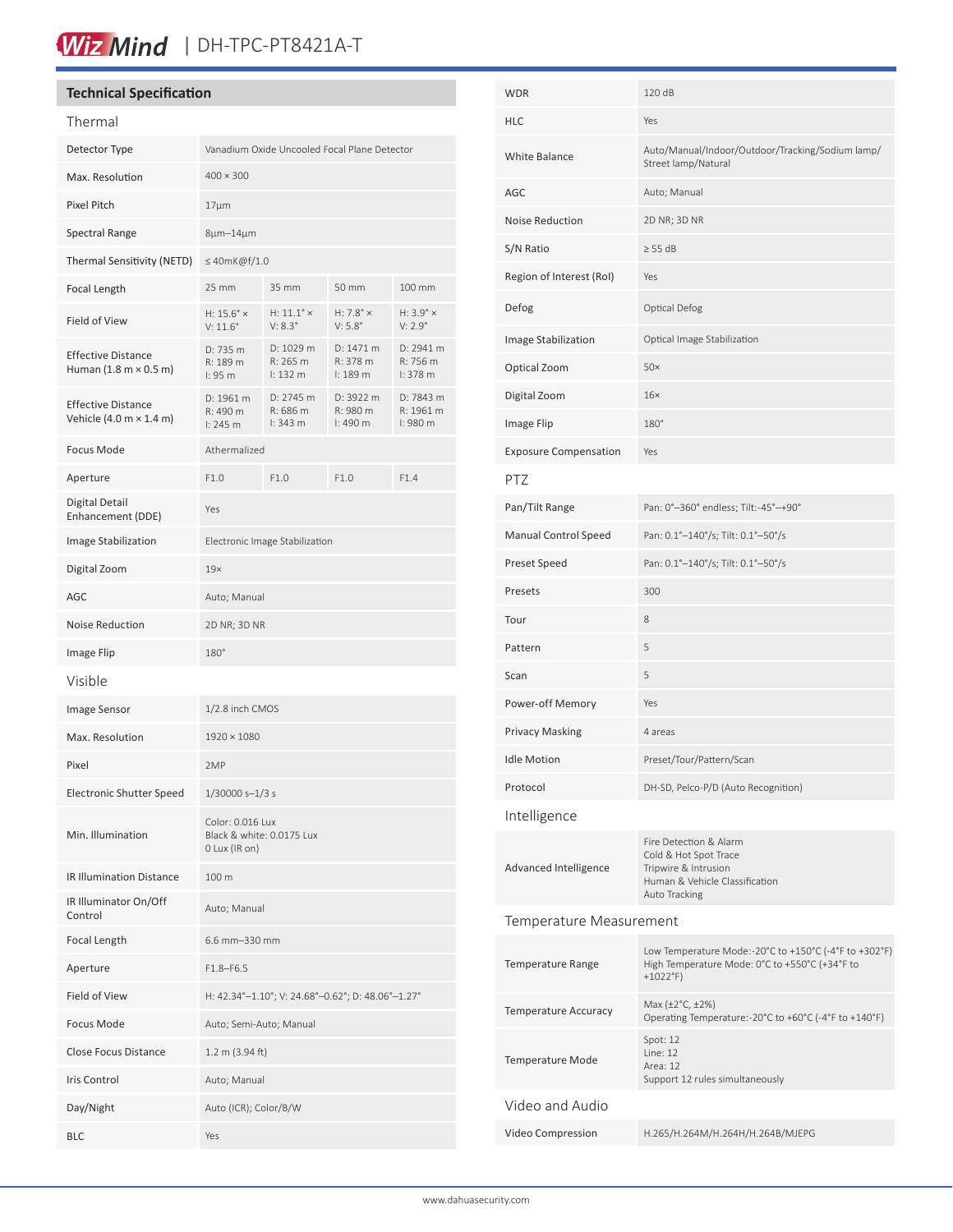## Technical Specification

### Thermal

| | | | | |
|---|---|---|---|---|
| Detector Type | Vanadium Oxide Uncooled Focal Plane Detector | | | |
| Max. Resolution | 400 × 300 | | | |
| Pixel Pitch | 17μm | | | |
| Spectral Range | 8μm–14μm | | | |
| Thermal Sensitivity (NETD) | ≤ 40mK@f/1.0 | | | |
| Focal Length | 25 mm | 35 mm | 50 mm | 100 mm |
| Field of View | H: 15.6° × V: 11.6° | H: 11.1° × V: 8.3° | H: 7.8° × V: 5.8° | H: 3.9° × V: 2.9° |
| Effective Distance Human (1.8 m × 0.5 m) | D: 735 m R: 189 m I: 95 m | D: 1029 m R: 265 m I: 132 m | D: 1471 m R: 378 m I: 189 m | D: 2941 m R: 756 m I: 378 m |
| Effective Distance Vehicle (4.0 m × 1.4 m) | D: 1961 m R: 490 m I: 245 m | D: 2745 m R: 686 m I: 343 m | D: 3922 m R: 980 m I: 490 m | D: 7843 m R: 1961 m I: 980 m |
| Focus Mode | Athermalized | | | |
| Aperture | F1.0 | F1.0 | F1.0 | F1.4 |
| Digital Detail Enhancement (DDE) | Yes | | | |
| Image Stabilization | Electronic Image Stabilization | | | |
| Digital Zoom | 19× | | | |
| AGC | Auto; Manual | | | |
| Noise Reduction | 2D NR; 3D NR | | | |
| Image Flip | 180° | | | |

### Visible

| | |
|---|---|
| Image Sensor | 1/2.8 inch CMOS |
| Max. Resolution | 1920 × 1080 |
| Pixel | 2MP |
| Electronic Shutter Speed | 1/30000 s–1/3 s |
| Min. Illumination | Color: 0.016 Lux<br>Black & white: 0.0175 Lux<br>0 Lux (IR on) |
| IR Illumination Distance | 100 m |
| IR Illuminator On/Off Control | Auto; Manual |
| Focal Length | 6.6 mm–330 mm |
| Aperture | F1.8–F6.5 |
| Field of View | H: 42.34°–1.10°; V: 24.68°–0.62°; D: 48.06°–1.27° |
| Focus Mode | Auto; Semi-Auto; Manual |
| Close Focus Distance | 1.2 m (3.94 ft) |
| Iris Control | Auto; Manual |
| Day/Night | Auto (ICR); Color/B/W |
| BLC | Yes |
| WDR | 120 dB |
| HLC | Yes |
| White Balance | Auto/Manual/Indoor/Outdoor/Tracking/Sodium lamp/ Street lamp/Natural |
| AGC | Auto; Manual |
| Noise Reduction | 2D NR; 3D NR |
| S/N Ratio | ≥ 55 dB |
| Region of Interest (RoI) | Yes |
| Defog | Optical Defog |
| Image Stabilization | Optical Image Stabilization |
| Optical Zoom | 50× |
| Digital Zoom | 16× |
| Image Flip | 180° |
| Exposure Compensation | Yes |

### PTZ

| | |
|---|---|
| Pan/Tilt Range | Pan: 0°–360° endless; Tilt:-45°–+90° |
| Manual Control Speed | Pan: 0.1°–140°/s; Tilt: 0.1°–50°/s |
| Preset Speed | Pan: 0.1°–140°/s; Tilt: 0.1°–50°/s |
| Presets | 300 |
| Tour | 8 |
| Pattern | 5 |
| Scan | 5 |
| Power-off Memory | Yes |
| Privacy Masking | 4 areas |
| Idle Motion | Preset/Tour/Pattern/Scan |
| Protocol | DH-SD, Pelco-P/D (Auto Recognition) |

### Intelligence

| | |
|---|---|
| Advanced Intelligence | Fire Detection & Alarm<br>Cold & Hot Spot Trace<br>Tripwire & Intrusion<br>Human & Vehicle Classification<br>Auto Tracking |

### Temperature Measurement

| | |
|---|---|
| Temperature Range | Low Temperature Mode:-20°C to +150°C (-4°F to +302°F)<br>High Temperature Mode: 0°C to +550°C (+34°F to +1022°F) |
| Temperature Accuracy | Max (±2°C, ±2%)<br>Operating Temperature:-20°C to +60°C (-4°F to +140°F) |
| Temperature Mode | Spot: 12<br>Line: 12<br>Area: 12<br>Support 12 rules simultaneously |

### Video and Audio

| | |
|---|---|
| Video Compression | H.265/H.264M/H.264H/H.264B/MJEPG |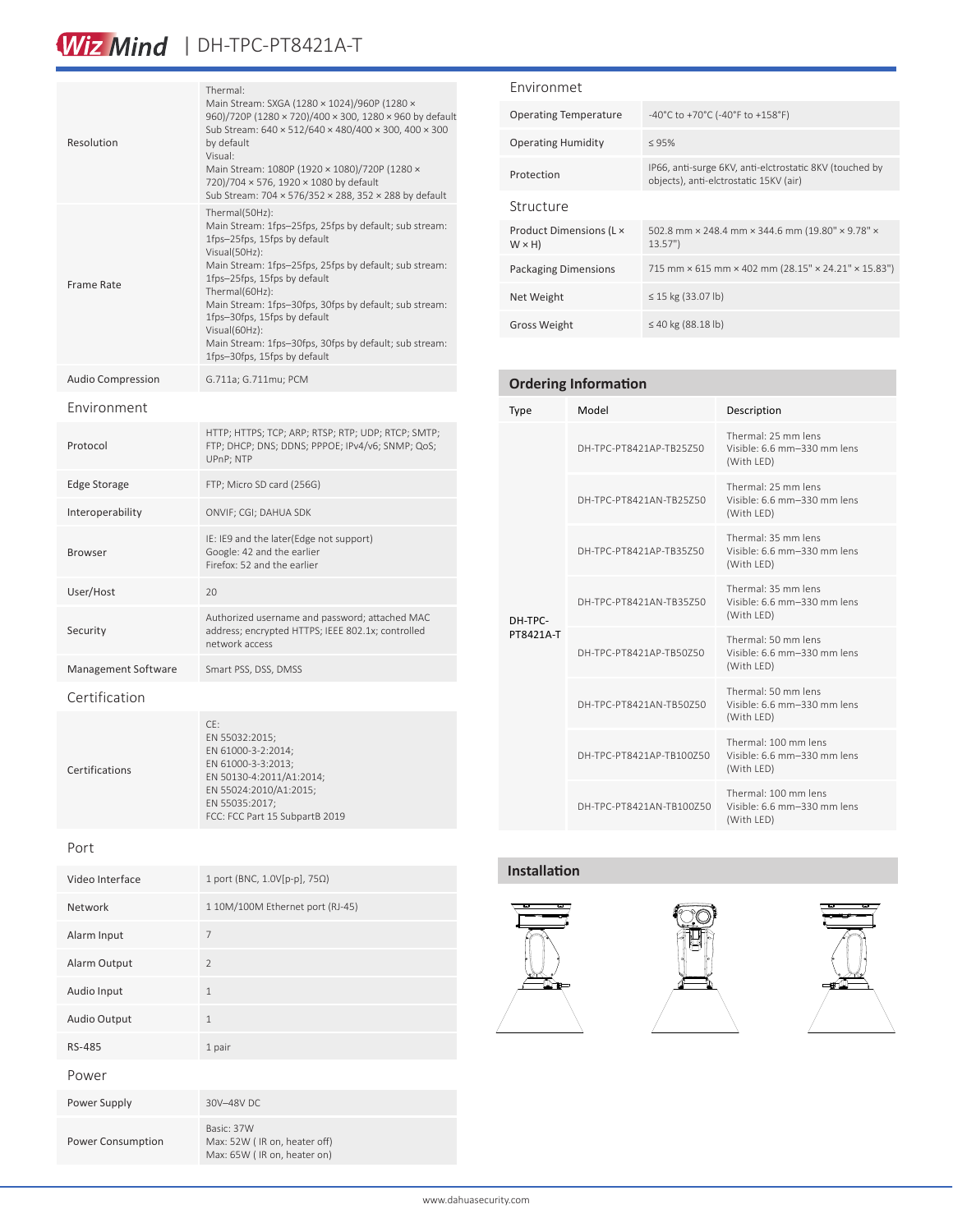| | |
|---|---|
| Resolution | Thermal:<br>Main Stream: SXGA (1280 × 1024)/960P (1280 × 960)/720P (1280 × 720)/400 × 300, 1280 × 960 by default<br>Sub Stream: 640 × 512/640 × 480/400 × 300, 400 × 300 by default<br>Visual:<br>Main Stream: 1080P (1920 × 1080)/720P (1280 × 720)/704 × 576, 1920 × 1080 by default<br>Sub Stream: 704 × 576/352 × 288, 352 × 288 by default |
| Frame Rate | Thermal(50Hz):<br>Main Stream: 1fps–25fps, 25fps by default; sub stream: 1fps–25fps, 15fps by default<br>Visual(50Hz):<br>Main Stream: 1fps–25fps, 25fps by default; sub stream: 1fps–25fps, 15fps by default<br>Thermal(60Hz):<br>Main Stream: 1fps–30fps, 30fps by default; sub stream: 1fps–30fps, 15fps by default<br>Visual(60Hz):<br>Main Stream: 1fps–30fps, 30fps by default; sub stream: 1fps–30fps, 15fps by default |
| Audio Compression | G.711a; G.711mu; PCM |

## Environment

| | |
|---|---|
| Protocol | HTTP; HTTPS; TCP; ARP; RTSP; RTP; UDP; RTCP; SMTP; FTP; DHCP; DNS; DDNS; PPPOE; IPv4/v6; SNMP; QoS; UPnP; NTP |
| Edge Storage | FTP; Micro SD card (256G) |
| Interoperability | ONVIF; CGI; DAHUA SDK |
| Browser | IE: IE9 and the later(Edge not support)<br>Google: 42 and the earlier<br>Firefox: 52 and the earlier |
| User/Host | 20 |
| Security | Authorized username and password; attached MAC address; encrypted HTTPS; IEEE 802.1x; controlled network access |
| Management Software | Smart PSS, DSS, DMSS |

## Certification

| | |
|---|---|
| Certifications | CE:<br>EN 55032:2015;<br>EN 61000-3-2:2014;<br>EN 61000-3-3:2013;<br>EN 50130-4:2011/A1:2014;<br>EN 55024:2010/A1:2015;<br>EN 55035:2017;<br>FCC: FCC Part 15 SubpartB 2019 |

## Port

| | |
|---|---|
| Video Interface | 1 port (BNC, 1.0V[p-p], 75Ω) |
| Network | 1 10M/100M Ethernet port (RJ-45) |
| Alarm Input | 7 |
| Alarm Output | 2 |
| Audio Input | 1 |
| Audio Output | 1 |
| RS-485 | 1 pair |

## Power

| | |
|---|---|
| Power Supply | 30V–48V DC |
| Power Consumption | Basic: 37W<br>Max: 52W ( IR on, heater off)<br>Max: 65W ( IR on, heater on) |

## Environmet

| | |
|---|---|
| Operating Temperature | -40°C to +70°C (-40°F to +158°F) |
| Operating Humidity | ≤ 95% |
| Protection | IP66, anti-surge 6KV, anti-elctrostatic 8KV (touched by objects), anti-elctrostatic 15KV (air) |

## Structure

| | |
|---|---|
| Product Dimensions (L × W × H) | 502.8 mm × 248.4 mm × 344.6 mm (19.80" × 9.78" × 13.57") |
| Packaging Dimensions | 715 mm × 615 mm × 402 mm (28.15" × 24.21" × 15.83") |
| Net Weight | ≤ 15 kg (33.07 lb) |
| Gross Weight | ≤ 40 kg (88.18 lb) |

## Ordering Information

| Type | Model | Description |
|---|---|---|
| DH-TPC-PT8421A-T | DH-TPC-PT8421AP-TB25Z50 | Thermal: 25 mm lens<br>Visible: 6.6 mm–330 mm lens<br>(With LED) |
| | DH-TPC-PT8421AN-TB25Z50 | Thermal: 25 mm lens<br>Visible: 6.6 mm–330 mm lens<br>(With LED) |
| | DH-TPC-PT8421AP-TB35Z50 | Thermal: 35 mm lens<br>Visible: 6.6 mm–330 mm lens<br>(With LED) |
| | DH-TPC-PT8421AN-TB35Z50 | Thermal: 35 mm lens<br>Visible: 6.6 mm–330 mm lens<br>(With LED) |
| | DH-TPC-PT8421AP-TB50Z50 | Thermal: 50 mm lens<br>Visible: 6.6 mm–330 mm lens<br>(With LED) |
| | DH-TPC-PT8421AN-TB50Z50 | Thermal: 50 mm lens<br>Visible: 6.6 mm–330 mm lens<br>(With LED) |
| | DH-TPC-PT8421AP-TB100Z50 | Thermal: 100 mm lens<br>Visible: 6.6 mm–330 mm lens<br>(With LED) |
| | DH-TPC-PT8421AN-TB100Z50 | Thermal: 100 mm lens<br>Visible: 6.6 mm–330 mm lens<br>(With LED) |

## Installation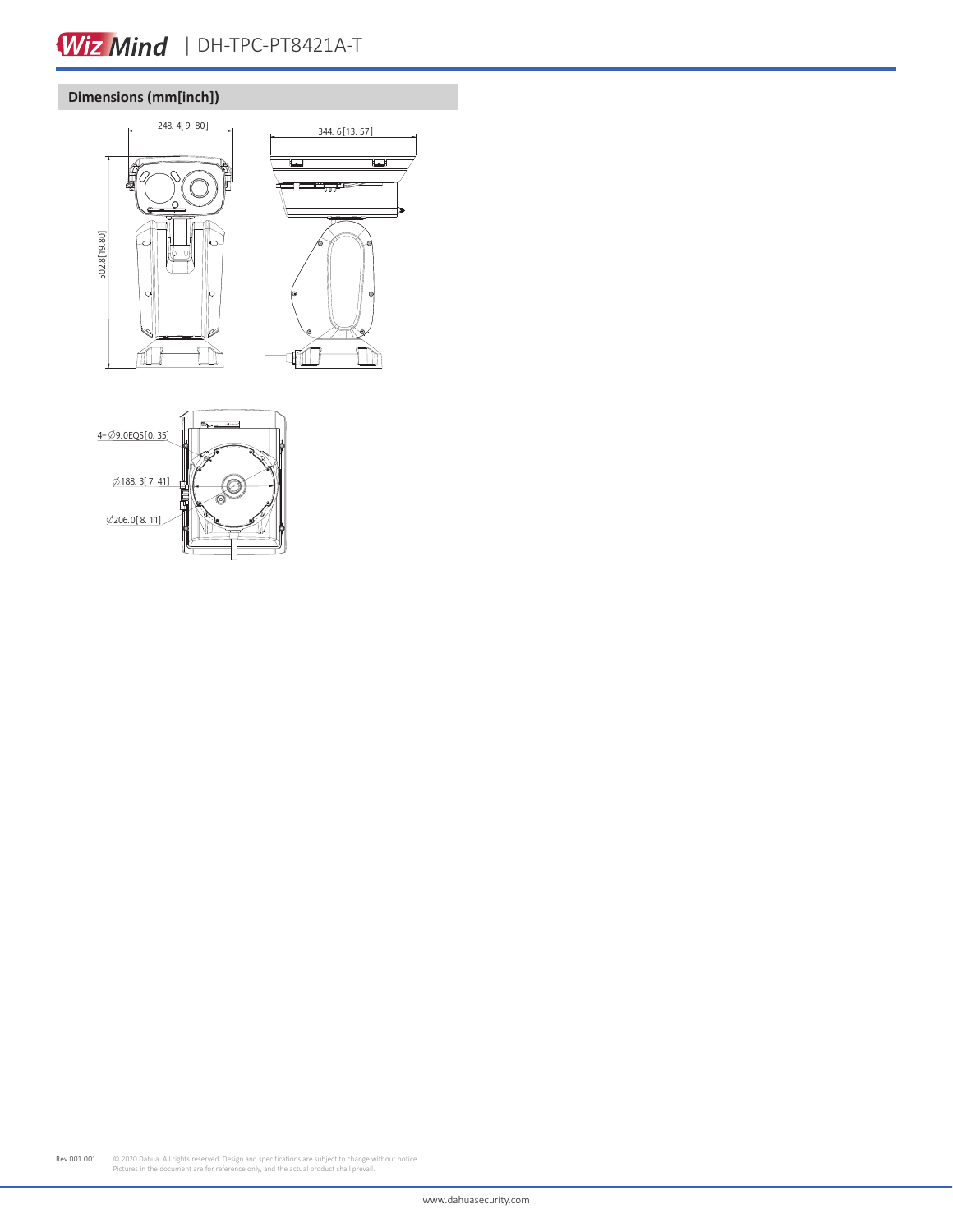## Dimensions (mm[inch])

248. 4[9. 80]

344. 6[13. 57]

502.8[19.80]

4–∅9.0EQS[0. 35]

∅188. 3[7. 41]

∅206.0[8. 11]

Rev 001.001 © 2020 Dahua. All rights reserved. Design and specifications are subject to change without notice.
Pictures in the document are for reference only, and the actual product shall prevail.

www.dahuasecurity.com